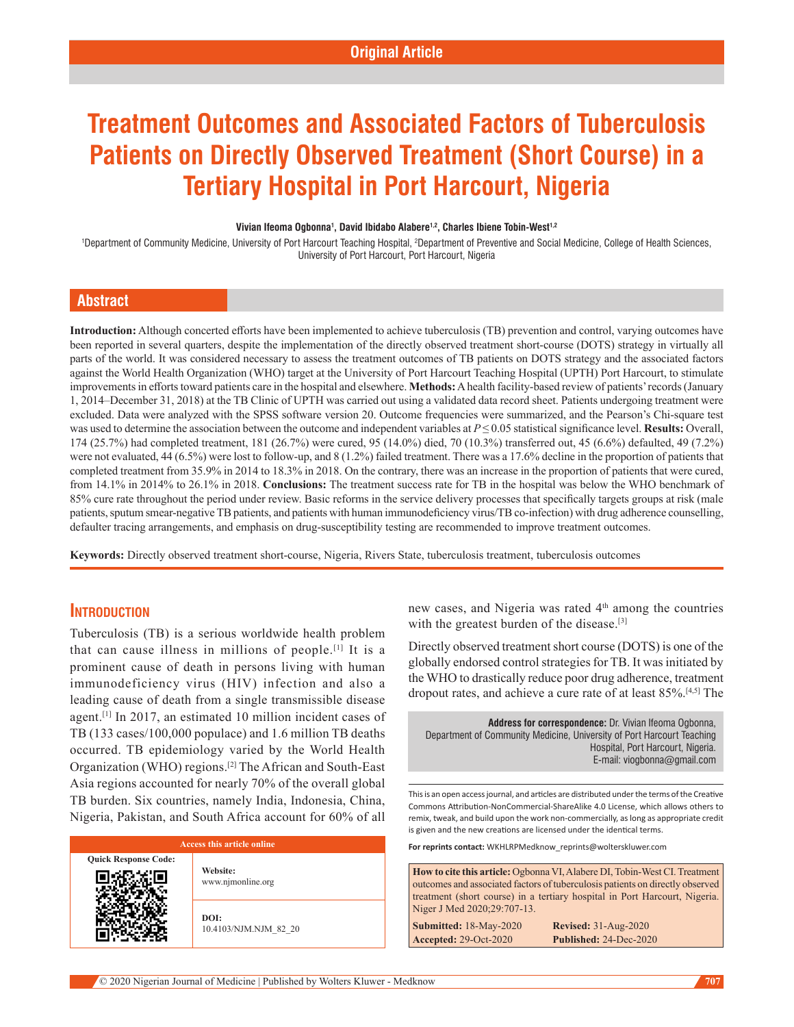Original Article

# Treatment Outcomes and Associated Factors of Tuberculosis Patients on Directly Observed Treatment (Short Course) in a Tertiary Hospital in Port Harcourt, Nigeria

**Vivian Ifeoma Ogbonna[1], David Ibidabo Alabere[1,2], Charles Ibiene Tobin-West[1,2]**

[1]Department of Community Medicine, University of Port Harcourt Teaching Hospital, [2]Department of Preventive and Social Medicine, College of Health Sciences, University of Port Harcourt, Port Harcourt, Nigeria

## Abstract

**Introduction:** Although concerted efforts have been implemented to achieve tuberculosis (TB) prevention and control, varying outcomes have been reported in several quarters, despite the implementation of the directly observed treatment short-course (DOTS) strategy in virtually all parts of the world. It was considered necessary to assess the treatment outcomes of TB patients on DOTS strategy and the associated factors against the World Health Organization (WHO) target at the University of Port Harcourt Teaching Hospital (UPTH) Port Harcourt, to stimulate improvements in efforts toward patients care in the hospital and elsewhere. **Methods:** A health facility-based review of patients' records (January 1, 2014–December 31, 2018) at the TB Clinic of UPTH was carried out using a validated data record sheet. Patients undergoing treatment were excluded. Data were analyzed with the SPSS software version 20. Outcome frequencies were summarized, and the Pearson's Chi-square test was used to determine the association between the outcome and independent variables at $P \leq 0.05$ statistical significance level. **Results:** Overall, 174 (25.7%) had completed treatment, 181 (26.7%) were cured, 95 (14.0%) died, 70 (10.3%) transferred out, 45 (6.6%) defaulted, 49 (7.2%) were not evaluated, 44 (6.5%) were lost to follow-up, and 8 (1.2%) failed treatment. There was a 17.6% decline in the proportion of patients that completed treatment from 35.9% in 2014 to 18.3% in 2018. On the contrary, there was an increase in the proportion of patients that were cured, from 14.1% in 2014% to 26.1% in 2018. **Conclusions:** The treatment success rate for TB in the hospital was below the WHO benchmark of 85% cure rate throughout the period under review. Basic reforms in the service delivery processes that specifically targets groups at risk (male patients, sputum smear-negative TB patients, and patients with human immunodeficiency virus/TB co-infection) with drug adherence counselling, defaulter tracing arrangements, and emphasis on drug-susceptibility testing are recommended to improve treatment outcomes.

**Keywords:** Directly observed treatment short-course, Nigeria, Rivers State, tuberculosis treatment, tuberculosis outcomes

## Introduction

Tuberculosis (TB) is a serious worldwide health problem that can cause illness in millions of people.[1] It is a prominent cause of death in persons living with human immunodeficiency virus (HIV) infection and also a leading cause of death from a single transmissible disease agent.[1] In 2017, an estimated 10 million incident cases of TB (133 cases/100,000 populace) and 1.6 million TB deaths occurred. TB epidemiology varied by the World Health Organization (WHO) regions.[2] The African and South-East Asia regions accounted for nearly 70% of the overall global TB burden. Six countries, namely India, Indonesia, China, Nigeria, Pakistan, and South Africa account for 60% of all new cases, and Nigeria was rated 4th among the countries with the greatest burden of the disease.[3]

Directly observed treatment short course (DOTS) is one of the globally endorsed control strategies for TB. It was initiated by the WHO to drastically reduce poor drug adherence, treatment dropout rates, and achieve a cure rate of at least 85%.[4,5] The

| Access this article online | |
|---|---|
| Quick Response Code: | **Website:** www.njmonline.org |
| | **DOI:** 10.4103/NJM.NJM_82_20 |

**Address for correspondence:** Dr. Vivian Ifeoma Ogbonna, Department of Community Medicine, University of Port Harcourt Teaching Hospital, Port Harcourt, Nigeria. E-mail: viogbonna@gmail.com

This is an open access journal, and articles are distributed under the terms of the Creative Commons Attribution-NonCommercial-ShareAlike 4.0 License, which allows others to remix, tweak, and build upon the work non-commercially, as long as appropriate credit is given and the new creations are licensed under the identical terms.

**For reprints contact:** WKHLRPMedknow_reprints@wolterskluwer.com

**How to cite this article:** Ogbonna VI, Alabere DI, Tobin-West CI. Treatment outcomes and associated factors of tuberculosis patients on directly observed treatment (short course) in a tertiary hospital in Port Harcourt, Nigeria. Niger J Med 2020;29:707-13.

| | |
|---|---|
| **Submitted:** 18-May-2020 | **Revised:** 31-Aug-2020 |
| **Accepted:** 29-Oct-2020 | **Published:** 24-Dec-2020 |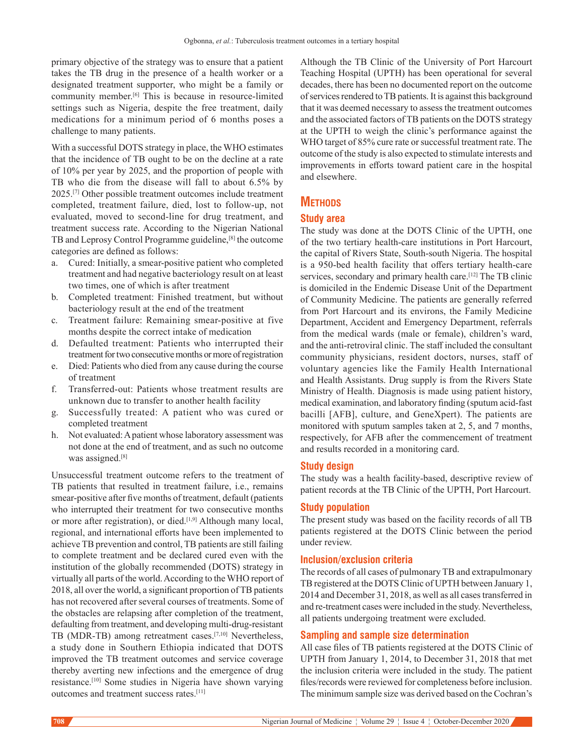primary objective of the strategy was to ensure that a patient takes the TB drug in the presence of a health worker or a designated treatment supporter, who might be a family or community member.[6] This is because in resource-limited settings such as Nigeria, despite the free treatment, daily medications for a minimum period of 6 months poses a challenge to many patients.

With a successful DOTS strategy in place, the WHO estimates that the incidence of TB ought to be on the decline at a rate of 10% per year by 2025, and the proportion of people with TB who die from the disease will fall to about 6.5% by 2025.[7] Other possible treatment outcomes include treatment completed, treatment failure, died, lost to follow-up, not evaluated, moved to second-line for drug treatment, and treatment success rate. According to the Nigerian National TB and Leprosy Control Programme guideline,[8] the outcome categories are defined as follows:

a. Cured: Initially, a smear-positive patient who completed treatment and had negative bacteriology result on at least two times, one of which is after treatment
b. Completed treatment: Finished treatment, but without bacteriology result at the end of the treatment
c. Treatment failure: Remaining smear-positive at five months despite the correct intake of medication
d. Defaulted treatment: Patients who interrupted their treatment for two consecutive months or more of registration
e. Died: Patients who died from any cause during the course of treatment
f. Transferred-out: Patients whose treatment results are unknown due to transfer to another health facility
g. Successfully treated: A patient who was cured or completed treatment
h. Not evaluated: A patient whose laboratory assessment was not done at the end of treatment, and as such no outcome was assigned.[8]

Unsuccessful treatment outcome refers to the treatment of TB patients that resulted in treatment failure, i.e., remains smear-positive after five months of treatment, default (patients who interrupted their treatment for two consecutive months or more after registration), or died.[1,9] Although many local, regional, and international efforts have been implemented to achieve TB prevention and control, TB patients are still failing to complete treatment and be declared cured even with the institution of the globally recommended (DOTS) strategy in virtually all parts of the world. According to the WHO report of 2018, all over the world, a significant proportion of TB patients has not recovered after several courses of treatments. Some of the obstacles are relapsing after completion of the treatment, defaulting from treatment, and developing multi-drug-resistant TB (MDR-TB) among retreatment cases.[7,10] Nevertheless, a study done in Southern Ethiopia indicated that DOTS improved the TB treatment outcomes and service coverage thereby averting new infections and the emergence of drug resistance.[10] Some studies in Nigeria have shown varying outcomes and treatment success rates.[11]

Although the TB Clinic of the University of Port Harcourt Teaching Hospital (UPTH) has been operational for several decades, there has been no documented report on the outcome of services rendered to TB patients. It is against this background that it was deemed necessary to assess the treatment outcomes and the associated factors of TB patients on the DOTS strategy at the UPTH to weigh the clinic's performance against the WHO target of 85% cure rate or successful treatment rate. The outcome of the study is also expected to stimulate interests and improvements in efforts toward patient care in the hospital and elsewhere.

## Methods

### Study area

The study was done at the DOTS Clinic of the UPTH, one of the two tertiary health-care institutions in Port Harcourt, the capital of Rivers State, South-south Nigeria. The hospital is a 950-bed health facility that offers tertiary health-care services, secondary and primary health care.[12] The TB clinic is domiciled in the Endemic Disease Unit of the Department of Community Medicine. The patients are generally referred from Port Harcourt and its environs, the Family Medicine Department, Accident and Emergency Department, referrals from the medical wards (male or female), children's ward, and the anti-retroviral clinic. The staff included the consultant community physicians, resident doctors, nurses, staff of voluntary agencies like the Family Health International and Health Assistants. Drug supply is from the Rivers State Ministry of Health. Diagnosis is made using patient history, medical examination, and laboratory finding (sputum acid-fast bacilli [AFB], culture, and GeneXpert). The patients are monitored with sputum samples taken at 2, 5, and 7 months, respectively, for AFB after the commencement of treatment and results recorded in a monitoring card.

### Study design

The study was a health facility-based, descriptive review of patient records at the TB Clinic of the UPTH, Port Harcourt.

### Study population

The present study was based on the facility records of all TB patients registered at the DOTS Clinic between the period under review.

### Inclusion/exclusion criteria

The records of all cases of pulmonary TB and extrapulmonary TB registered at the DOTS Clinic of UPTH between January 1, 2014 and December 31, 2018, as well as all cases transferred in and re-treatment cases were included in the study. Nevertheless, all patients undergoing treatment were excluded.

### Sampling and sample size determination

All case files of TB patients registered at the DOTS Clinic of UPTH from January 1, 2014, to December 31, 2018 that met the inclusion criteria were included in the study. The patient files/records were reviewed for completeness before inclusion. The minimum sample size was derived based on the Cochran's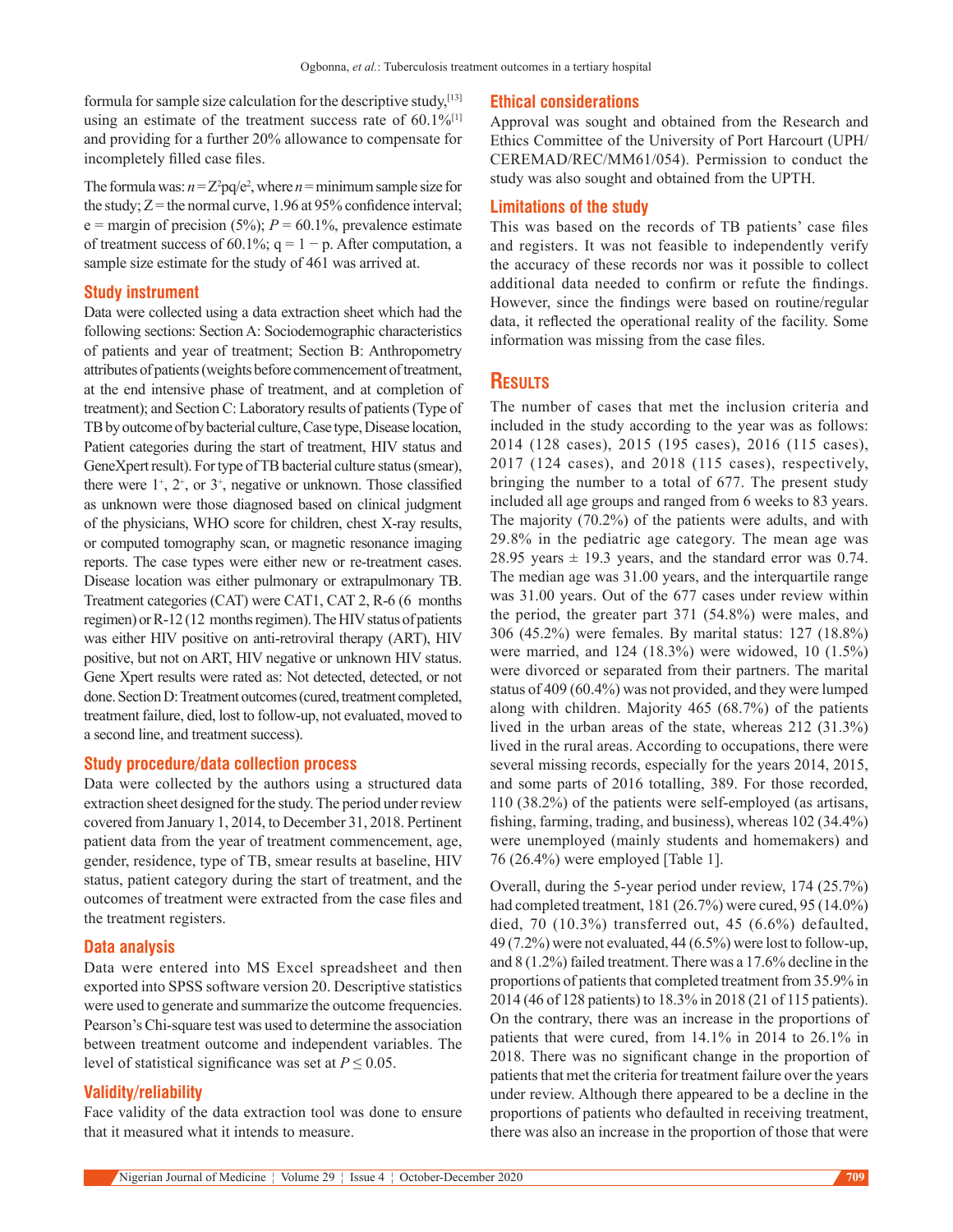formula for sample size calculation for the descriptive study,[13] using an estimate of the treatment success rate of 60.1%[1] and providing for a further 20% allowance to compensate for incompletely filled case files.

The formula was: $n = Z^2pq/e^2$, where $n$ = minimum sample size for the study; Z = the normal curve, 1.96 at 95% confidence interval; e = margin of precision (5%); $P$ = 60.1%, prevalence estimate of treatment success of 60.1%; q = 1 − p. After computation, a sample size estimate for the study of 461 was arrived at.

### Study instrument

Data were collected using a data extraction sheet which had the following sections: Section A: Sociodemographic characteristics of patients and year of treatment; Section B: Anthropometry attributes of patients (weights before commencement of treatment, at the end intensive phase of treatment, and at completion of treatment); and Section C: Laboratory results of patients (Type of TB by outcome of by bacterial culture, Case type, Disease location, Patient categories during the start of treatment, HIV status and GeneXpert result). For type of TB bacterial culture status (smear), there were $1^+$, $2^+$, or $3^+$, negative or unknown. Those classified as unknown were those diagnosed based on clinical judgment of the physicians, WHO score for children, chest X-ray results, or computed tomography scan, or magnetic resonance imaging reports. The case types were either new or re-treatment cases. Disease location was either pulmonary or extrapulmonary TB. Treatment categories (CAT) were CAT1, CAT 2, R-6 (6 months regimen) or R-12 (12 months regimen). The HIV status of patients was either HIV positive on anti-retroviral therapy (ART), HIV positive, but not on ART, HIV negative or unknown HIV status. Gene Xpert results were rated as: Not detected, detected, or not done. Section D: Treatment outcomes (cured, treatment completed, treatment failure, died, lost to follow-up, not evaluated, moved to a second line, and treatment success).

### Study procedure/data collection process

Data were collected by the authors using a structured data extraction sheet designed for the study. The period under review covered from January 1, 2014, to December 31, 2018. Pertinent patient data from the year of treatment commencement, age, gender, residence, type of TB, smear results at baseline, HIV status, patient category during the start of treatment, and the outcomes of treatment were extracted from the case files and the treatment registers.

### Data analysis

Data were entered into MS Excel spreadsheet and then exported into SPSS software version 20. Descriptive statistics were used to generate and summarize the outcome frequencies. Pearson's Chi-square test was used to determine the association between treatment outcome and independent variables. The level of statistical significance was set at $P \leq 0.05$.

### Validity/reliability

Face validity of the data extraction tool was done to ensure that it measured what it intends to measure.

### Ethical considerations

Approval was sought and obtained from the Research and Ethics Committee of the University of Port Harcourt (UPH/CEREMAD/REC/MM61/054). Permission to conduct the study was also sought and obtained from the UPTH.

### Limitations of the study

This was based on the records of TB patients' case files and registers. It was not feasible to independently verify the accuracy of these records nor was it possible to collect additional data needed to confirm or refute the findings. However, since the findings were based on routine/regular data, it reflected the operational reality of the facility. Some information was missing from the case files.

## Results

The number of cases that met the inclusion criteria and included in the study according to the year was as follows: 2014 (128 cases), 2015 (195 cases), 2016 (115 cases), 2017 (124 cases), and 2018 (115 cases), respectively, bringing the number to a total of 677. The present study included all age groups and ranged from 6 weeks to 83 years. The majority (70.2%) of the patients were adults, and with 29.8% in the pediatric age category. The mean age was 28.95 years ± 19.3 years, and the standard error was 0.74. The median age was 31.00 years, and the interquartile range was 31.00 years. Out of the 677 cases under review within the period, the greater part 371 (54.8%) were males, and 306 (45.2%) were females. By marital status: 127 (18.8%) were married, and 124 (18.3%) were widowed, 10 (1.5%) were divorced or separated from their partners. The marital status of 409 (60.4%) was not provided, and they were lumped along with children. Majority 465 (68.7%) of the patients lived in the urban areas of the state, whereas 212 (31.3%) lived in the rural areas. According to occupations, there were several missing records, especially for the years 2014, 2015, and some parts of 2016 totalling, 389. For those recorded, 110 (38.2%) of the patients were self-employed (as artisans, fishing, farming, trading, and business), whereas 102 (34.4%) were unemployed (mainly students and homemakers) and 76 (26.4%) were employed [Table 1].

Overall, during the 5-year period under review, 174 (25.7%) had completed treatment, 181 (26.7%) were cured, 95 (14.0%) died, 70 (10.3%) transferred out, 45 (6.6%) defaulted, 49 (7.2%) were not evaluated, 44 (6.5%) were lost to follow-up, and 8 (1.2%) failed treatment. There was a 17.6% decline in the proportions of patients that completed treatment from 35.9% in 2014 (46 of 128 patients) to 18.3% in 2018 (21 of 115 patients). On the contrary, there was an increase in the proportions of patients that were cured, from 14.1% in 2014 to 26.1% in 2018. There was no significant change in the proportion of patients that met the criteria for treatment failure over the years under review. Although there appeared to be a decline in the proportions of patients who defaulted in receiving treatment, there was also an increase in the proportion of those that were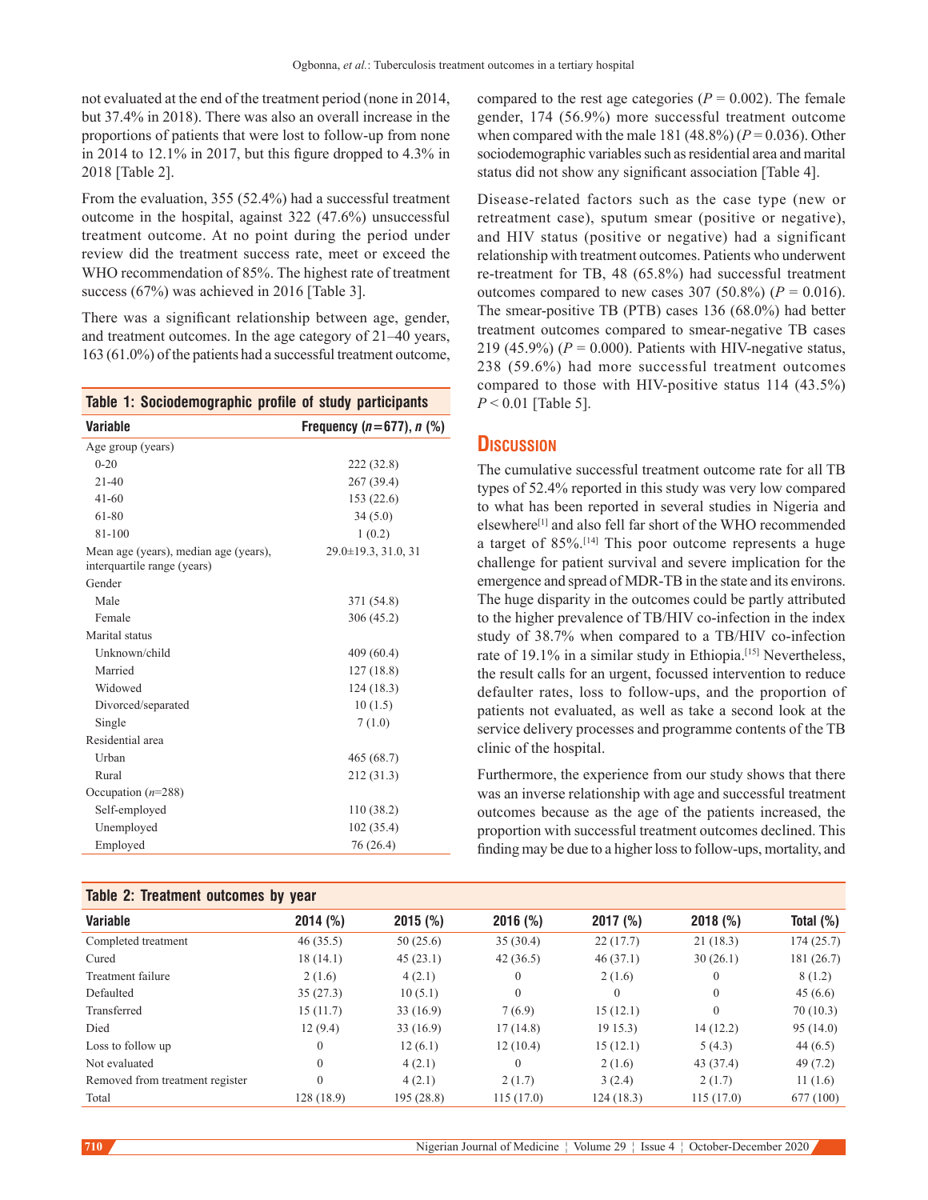not evaluated at the end of the treatment period (none in 2014, but 37.4% in 2018). There was also an overall increase in the proportions of patients that were lost to follow-up from none in 2014 to 12.1% in 2017, but this figure dropped to 4.3% in 2018 [Table 2].

From the evaluation, 355 (52.4%) had a successful treatment outcome in the hospital, against 322 (47.6%) unsuccessful treatment outcome. At no point during the period under review did the treatment success rate, meet or exceed the WHO recommendation of 85%. The highest rate of treatment success (67%) was achieved in 2016 [Table 3].

There was a significant relationship between age, gender, and treatment outcomes. In the age category of 21–40 years, 163 (61.0%) of the patients had a successful treatment outcome, compared to the rest age categories ($P = 0.002$). The female gender, 174 (56.9%) more successful treatment outcome when compared with the male 181 (48.8%) ($P = 0.036$). Other sociodemographic variables such as residential area and marital status did not show any significant association [Table 4].

Disease-related factors such as the case type (new or retreatment case), sputum smear (positive or negative), and HIV status (positive or negative) had a significant relationship with treatment outcomes. Patients who underwent re-treatment for TB, 48 (65.8%) had successful treatment outcomes compared to new cases 307 (50.8%) ($P = 0.016$). The smear-positive TB (PTB) cases 136 (68.0%) had better treatment outcomes compared to smear-negative TB cases 219 (45.9%) ($P = 0.000$). Patients with HIV-negative status, 238 (59.6%) had more successful treatment outcomes compared to those with HIV-positive status 114 (43.5%) $P < 0.01$ [Table 5].

**Table 1: Sociodemographic profile of study participants**

| Variable | Frequency ($n$=677), $n$ (%) |
|---|---|
| Age group (years) | |
| 0-20 | 222 (32.8) |
| 21-40 | 267 (39.4) |
| 41-60 | 153 (22.6) |
| 61-80 | 34 (5.0) |
| 81-100 | 1 (0.2) |
| Mean age (years), median age (years), interquartile range (years) | 29.0±19.3, 31.0, 31 |
| Gender | |
| Male | 371 (54.8) |
| Female | 306 (45.2) |
| Marital status | |
| Unknown/child | 409 (60.4) |
| Married | 127 (18.8) |
| Widowed | 124 (18.3) |
| Divorced/separated | 10 (1.5) |
| Single | 7 (1.0) |
| Residential area | |
| Urban | 465 (68.7) |
| Rural | 212 (31.3) |
| Occupation ($n$=288) | |
| Self-employed | 110 (38.2) |
| Unemployed | 102 (35.4) |
| Employed | 76 (26.4) |

## Discussion

The cumulative successful treatment outcome rate for all TB types of 52.4% reported in this study was very low compared to what has been reported in several studies in Nigeria and elsewhere[1] and also fell far short of the WHO recommended a target of 85%.[14] This poor outcome represents a huge challenge for patient survival and severe implication for the emergence and spread of MDR-TB in the state and its environs. The huge disparity in the outcomes could be partly attributed to the higher prevalence of TB/HIV co-infection in the index study of 38.7% when compared to a TB/HIV co-infection rate of 19.1% in a similar study in Ethiopia.[15] Nevertheless, the result calls for an urgent, focussed intervention to reduce defaulter rates, loss to follow-ups, and the proportion of patients not evaluated, as well as take a second look at the service delivery processes and programme contents of the TB clinic of the hospital.

Furthermore, the experience from our study shows that there was an inverse relationship with age and successful treatment outcomes because as the age of the patients increased, the proportion with successful treatment outcomes declined. This finding may be due to a higher loss to follow-ups, mortality, and

**Table 2: Treatment outcomes by year**

| Variable | 2014 (%) | 2015 (%) | 2016 (%) | 2017 (%) | 2018 (%) | Total (%) |
|---|---|---|---|---|---|---|
| Completed treatment | 46 (35.5) | 50 (25.6) | 35 (30.4) | 22 (17.7) | 21 (18.3) | 174 (25.7) |
| Cured | 18 (14.1) | 45 (23.1) | 42 (36.5) | 46 (37.1) | 30 (26.1) | 181 (26.7) |
| Treatment failure | 2 (1.6) | 4 (2.1) | 0 | 2 (1.6) | 0 | 8 (1.2) |
| Defaulted | 35 (27.3) | 10 (5.1) | 0 | 0 | 0 | 45 (6.6) |
| Transferred | 15 (11.7) | 33 (16.9) | 7 (6.9) | 15 (12.1) | 0 | 70 (10.3) |
| Died | 12 (9.4) | 33 (16.9) | 17 (14.8) | 19 15.3) | 14 (12.2) | 95 (14.0) |
| Loss to follow up | 0 | 12 (6.1) | 12 (10.4) | 15 (12.1) | 5 (4.3) | 44 (6.5) |
| Not evaluated | 0 | 4 (2.1) | 0 | 2 (1.6) | 43 (37.4) | 49 (7.2) |
| Removed from treatment register | 0 | 4 (2.1) | 2 (1.7) | 3 (2.4) | 2 (1.7) | 11 (1.6) |
| Total | 128 (18.9) | 195 (28.8) | 115 (17.0) | 124 (18.3) | 115 (17.0) | 677 (100) |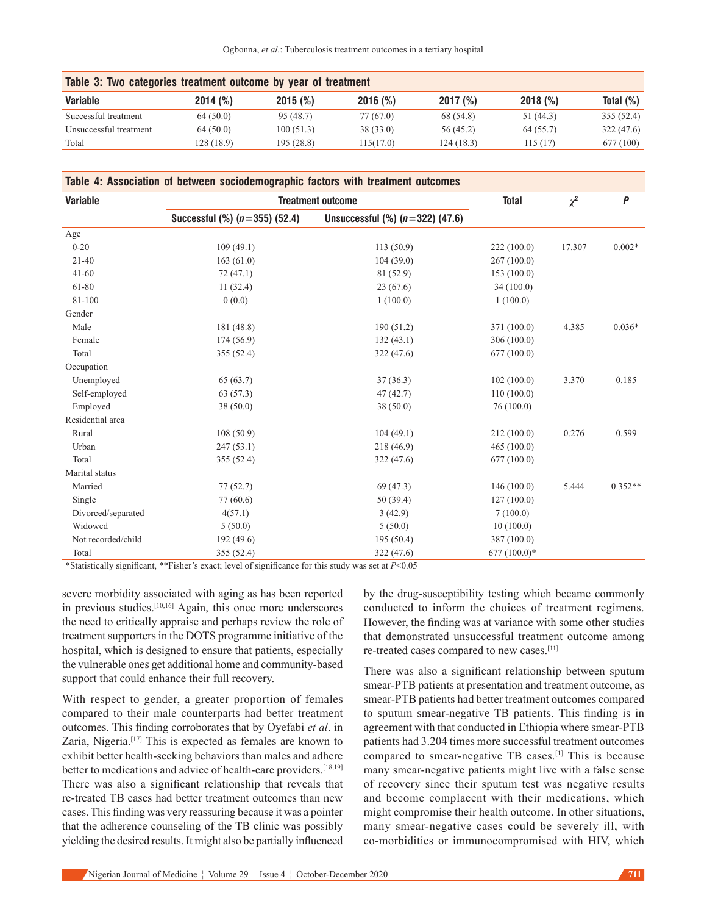**Table 3: Two categories treatment outcome by year of treatment**

| Variable | 2014 (%) | 2015 (%) | 2016 (%) | 2017 (%) | 2018 (%) | Total (%) |
|---|---|---|---|---|---|---|
| Successful treatment | 64 (50.0) | 95 (48.7) | 77 (67.0) | 68 (54.8) | 51 (44.3) | 355 (52.4) |
| Unsuccessful treatment | 64 (50.0) | 100 (51.3) | 38 (33.0) | 56 (45.2) | 64 (55.7) | 322 (47.6) |
| Total | 128 (18.9) | 195 (28.8) | 115(17.0) | 124 (18.3) | 115 (17) | 677 (100) |

**Table 4: Association of between sociodemographic factors with treatment outcomes**

| Variable | Treatment outcome | | Total | $\chi^2$ | *P* |
|---|---|---|---|---|---|
| | Successful (%) ($n$=355) (52.4) | Unsuccessful (%) ($n$=322) (47.6) | | | |
| Age | | | | | |
| 0-20 | 109 (49.1) | 113 (50.9) | 222 (100.0) | 17.307 | 0.002* |
| 21-40 | 163 (61.0) | 104 (39.0) | 267 (100.0) | | |
| 41-60 | 72 (47.1) | 81 (52.9) | 153 (100.0) | | |
| 61-80 | 11 (32.4) | 23 (67.6) | 34 (100.0) | | |
| 81-100 | 0 (0.0) | 1 (100.0) | 1 (100.0) | | |
| Gender | | | | | |
| Male | 181 (48.8) | 190 (51.2) | 371 (100.0) | 4.385 | 0.036* |
| Female | 174 (56.9) | 132 (43.1) | 306 (100.0) | | |
| Total | 355 (52.4) | 322 (47.6) | 677 (100.0) | | |
| Occupation | | | | | |
| Unemployed | 65 (63.7) | 37 (36.3) | 102 (100.0) | 3.370 | 0.185 |
| Self-employed | 63 (57.3) | 47 (42.7) | 110 (100.0) | | |
| Employed | 38 (50.0) | 38 (50.0) | 76 (100.0) | | |
| Residential area | | | | | |
| Rural | 108 (50.9) | 104 (49.1) | 212 (100.0) | 0.276 | 0.599 |
| Urban | 247 (53.1) | 218 (46.9) | 465 (100.0) | | |
| Total | 355 (52.4) | 322 (47.6) | 677 (100.0) | | |
| Marital status | | | | | |
| Married | 77 (52.7) | 69 (47.3) | 146 (100.0) | 5.444 | 0.352** |
| Single | 77 (60.6) | 50 (39.4) | 127 (100.0) | | |
| Divorced/separated | 4(57.1) | 3 (42.9) | 7 (100.0) | | |
| Widowed | 5 (50.0) | 5 (50.0) | 10 (100.0) | | |
| Not recorded/child | 192 (49.6) | 195 (50.4) | 387 (100.0) | | |
| Total | 355 (52.4) | 322 (47.6) | 677 (100.0)* | | |

*Statistically significant, **Fisher's exact; level of significance for this study was set at $P<0.05$

severe morbidity associated with aging as has been reported in previous studies.[10,16] Again, this once more underscores the need to critically appraise and perhaps review the role of treatment supporters in the DOTS programme initiative of the hospital, which is designed to ensure that patients, especially the vulnerable ones get additional home and community-based support that could enhance their full recovery.

With respect to gender, a greater proportion of females compared to their male counterparts had better treatment outcomes. This finding corroborates that by Oyefabi *et al*. in Zaria, Nigeria.[17] This is expected as females are known to exhibit better health-seeking behaviors than males and adhere better to medications and advice of health-care providers.[18,19] There was also a significant relationship that reveals that re-treated TB cases had better treatment outcomes than new cases. This finding was very reassuring because it was a pointer that the adherence counseling of the TB clinic was possibly yielding the desired results. It might also be partially influenced by the drug-susceptibility testing which became commonly conducted to inform the choices of treatment regimens. However, the finding was at variance with some other studies that demonstrated unsuccessful treatment outcome among re-treated cases compared to new cases.[11]

There was also a significant relationship between sputum smear-PTB patients at presentation and treatment outcome, as smear-PTB patients had better treatment outcomes compared to sputum smear-negative TB patients. This finding is in agreement with that conducted in Ethiopia where smear-PTB patients had 3.204 times more successful treatment outcomes compared to smear-negative TB cases.[1] This is because many smear-negative patients might live with a false sense of recovery since their sputum test was negative results and become complacent with their medications, which might compromise their health outcome. In other situations, many smear-negative cases could be severely ill, with co-morbidities or immunocompromised with HIV, which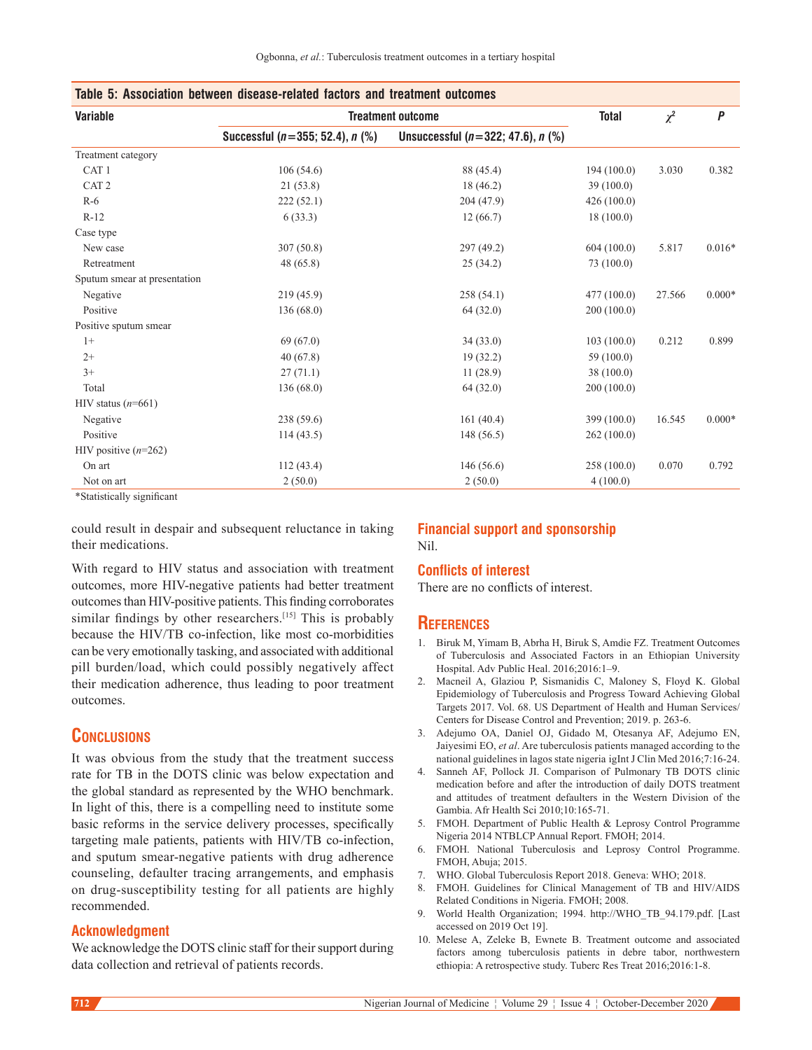**Table 5: Association between disease-related factors and treatment outcomes**

| Variable | Treatment outcome | | Total | $\chi^2$ | *P* |
|---|---|---|---|---|---|
| | Successful (*n*=355; 52.4), *n* (%) | Unsuccessful (*n*=322; 47.6), *n* (%) | | | |
| Treatment category | | | | | |
| CAT 1 | 106 (54.6) | 88 (45.4) | 194 (100.0) | 3.030 | 0.382 |
| CAT 2 | 21 (53.8) | 18 (46.2) | 39 (100.0) | | |
| R-6 | 222 (52.1) | 204 (47.9) | 426 (100.0) | | |
| R-12 | 6 (33.3) | 12 (66.7) | 18 (100.0) | | |
| Case type | | | | | |
| New case | 307 (50.8) | 297 (49.2) | 604 (100.0) | 5.817 | 0.016* |
| Retreatment | 48 (65.8) | 25 (34.2) | 73 (100.0) | | |
| Sputum smear at presentation | | | | | |
| Negative | 219 (45.9) | 258 (54.1) | 477 (100.0) | 27.566 | 0.000* |
| Positive | 136 (68.0) | 64 (32.0) | 200 (100.0) | | |
| Positive sputum smear | | | | | |
| 1+ | 69 (67.0) | 34 (33.0) | 103 (100.0) | 0.212 | 0.899 |
| 2+ | 40 (67.8) | 19 (32.2) | 59 (100.0) | | |
| 3+ | 27 (71.1) | 11 (28.9) | 38 (100.0) | | |
| Total | 136 (68.0) | 64 (32.0) | 200 (100.0) | | |
| HIV status (*n*=661) | | | | | |
| Negative | 238 (59.6) | 161 (40.4) | 399 (100.0) | 16.545 | 0.000* |
| Positive | 114 (43.5) | 148 (56.5) | 262 (100.0) | | |
| HIV positive (*n*=262) | | | | | |
| On art | 112 (43.4) | 146 (56.6) | 258 (100.0) | 0.070 | 0.792 |
| Not on art | 2 (50.0) | 2 (50.0) | 4 (100.0) | | |

*Statistically significant

could result in despair and subsequent reluctance in taking their medications.

With regard to HIV status and association with treatment outcomes, more HIV-negative patients had better treatment outcomes than HIV-positive patients. This finding corroborates similar findings by other researchers.[15] This is probably because the HIV/TB co-infection, like most co-morbidities can be very emotionally tasking, and associated with additional pill burden/load, which could possibly negatively affect their medication adherence, thus leading to poor treatment outcomes.

## Conclusions

It was obvious from the study that the treatment success rate for TB in the DOTS clinic was below expectation and the global standard as represented by the WHO benchmark. In light of this, there is a compelling need to institute some basic reforms in the service delivery processes, specifically targeting male patients, patients with HIV/TB co-infection, and sputum smear-negative patients with drug adherence counseling, defaulter tracing arrangements, and emphasis on drug-susceptibility testing for all patients are highly recommended.

### Acknowledgment

We acknowledge the DOTS clinic staff for their support during data collection and retrieval of patients records.

### Financial support and sponsorship

Nil.

### Conflicts of interest

There are no conflicts of interest.

## References

1. Biruk M, Yimam B, Abrha H, Biruk S, Amdie FZ. Treatment Outcomes of Tuberculosis and Associated Factors in an Ethiopian University Hospital. Adv Public Heal. 2016;2016:1–9.
2. Macneil A, Glaziou P, Sismanidis C, Maloney S, Floyd K. Global Epidemiology of Tuberculosis and Progress Toward Achieving Global Targets 2017. Vol. 68. US Department of Health and Human Services/Centers for Disease Control and Prevention; 2019. p. 263-6.
3. Adejumo OA, Daniel OJ, Gidado M, Otesanya AF, Adejumo EN, Jaiyesimi EO, *et al*. Are tuberculosis patients managed according to the national guidelines in lagos state nigeria igInt J Clin Med 2016;7:16-24.
4. Sanneh AF, Pollock JI. Comparison of Pulmonary TB DOTS clinic medication before and after the introduction of daily DOTS treatment and attitudes of treatment defaulters in the Western Division of the Gambia. Afr Health Sci 2010;10:165-71.
5. FMOH. Department of Public Health & Leprosy Control Programme Nigeria 2014 NTBLCP Annual Report. FMOH; 2014.
6. FMOH. National Tuberculosis and Leprosy Control Programme. FMOH, Abuja; 2015.
7. WHO. Global Tuberculosis Report 2018. Geneva: WHO; 2018.
8. FMOH. Guidelines for Clinical Management of TB and HIV/AIDS Related Conditions in Nigeria. FMOH; 2008.
9. World Health Organization; 1994. http://WHO_TB_94.179.pdf. [Last accessed on 2019 Oct 19].
10. Melese A, Zeleke B, Ewnete B. Treatment outcome and associated factors among tuberculosis patients in debre tabor, northwestern ethiopia: A retrospective study. Tuberc Res Treat 2016;2016:1-8.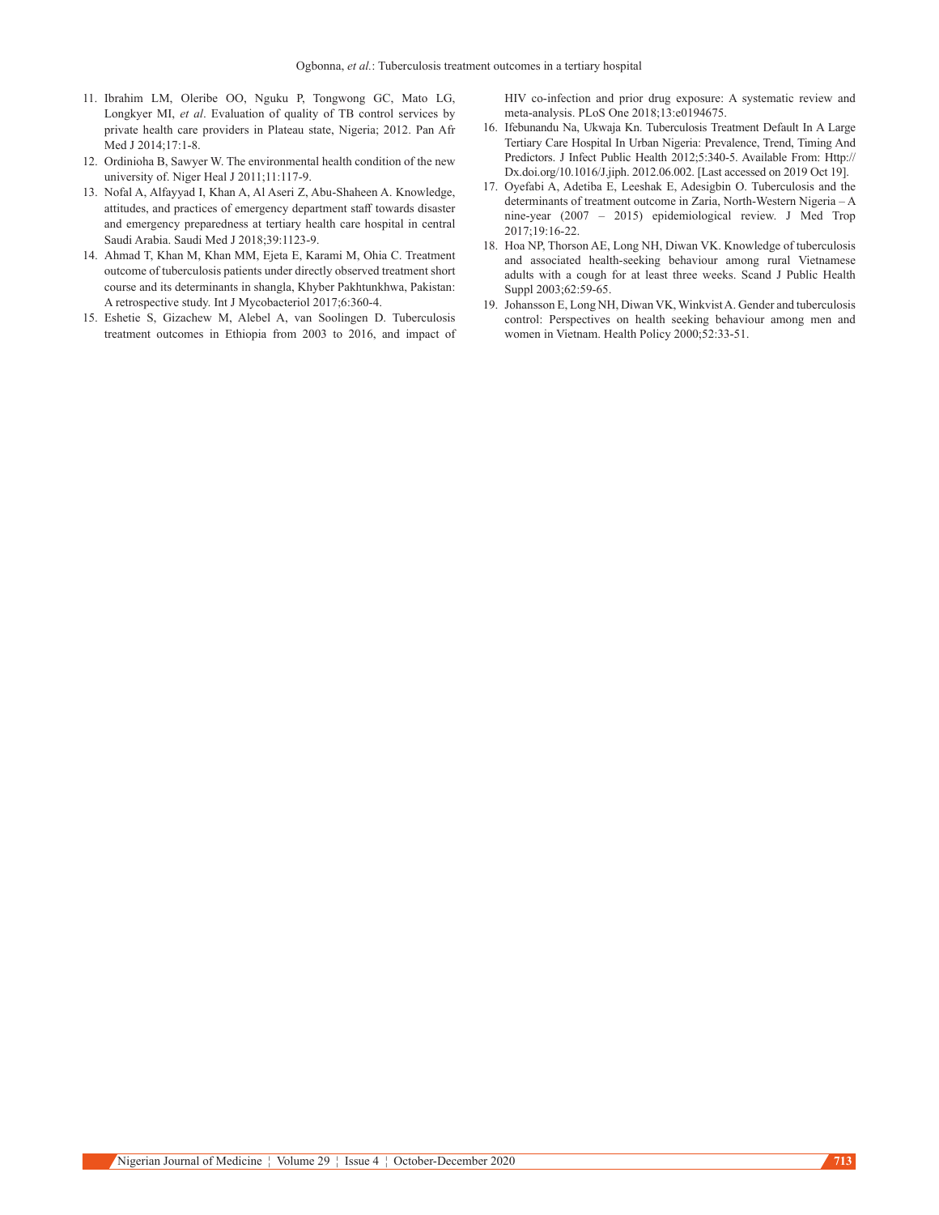11. Ibrahim LM, Oleribe OO, Nguku P, Tongwong GC, Mato LG, Longkyer MI, *et al*. Evaluation of quality of TB control services by private health care providers in Plateau state, Nigeria; 2012. Pan Afr Med J 2014;17:1-8.
12. Ordinioha B, Sawyer W. The environmental health condition of the new university of. Niger Heal J 2011;11:117-9.
13. Nofal A, Alfayyad I, Khan A, Al Aseri Z, Abu-Shaheen A. Knowledge, attitudes, and practices of emergency department staff towards disaster and emergency preparedness at tertiary health care hospital in central Saudi Arabia. Saudi Med J 2018;39:1123-9.
14. Ahmad T, Khan M, Khan MM, Ejeta E, Karami M, Ohia C. Treatment outcome of tuberculosis patients under directly observed treatment short course and its determinants in shangla, Khyber Pakhtunkhwa, Pakistan: A retrospective study. Int J Mycobacteriol 2017;6:360-4.
15. Eshetie S, Gizachew M, Alebel A, van Soolingen D. Tuberculosis treatment outcomes in Ethiopia from 2003 to 2016, and impact of HIV co-infection and prior drug exposure: A systematic review and meta-analysis. PLoS One 2018;13:e0194675.
16. Ifebunandu Na, Ukwaja Kn. Tuberculosis Treatment Default In A Large Tertiary Care Hospital In Urban Nigeria: Prevalence, Trend, Timing And Predictors. J Infect Public Health 2012;5:340-5. Available From: Http://Dx.doi.org/10.1016/J.jiph. 2012.06.002. [Last accessed on 2019 Oct 19].
17. Oyefabi A, Adetiba E, Leeshak E, Adesigbin O. Tuberculosis and the determinants of treatment outcome in Zaria, North-Western Nigeria – A nine-year (2007 – 2015) epidemiological review. J Med Trop 2017;19:16-22.
18. Hoa NP, Thorson AE, Long NH, Diwan VK. Knowledge of tuberculosis and associated health-seeking behaviour among rural Vietnamese adults with a cough for at least three weeks. Scand J Public Health Suppl 2003;62:59-65.
19. Johansson E, Long NH, Diwan VK, Winkvist A. Gender and tuberculosis control: Perspectives on health seeking behaviour among men and women in Vietnam. Health Policy 2000;52:33-51.